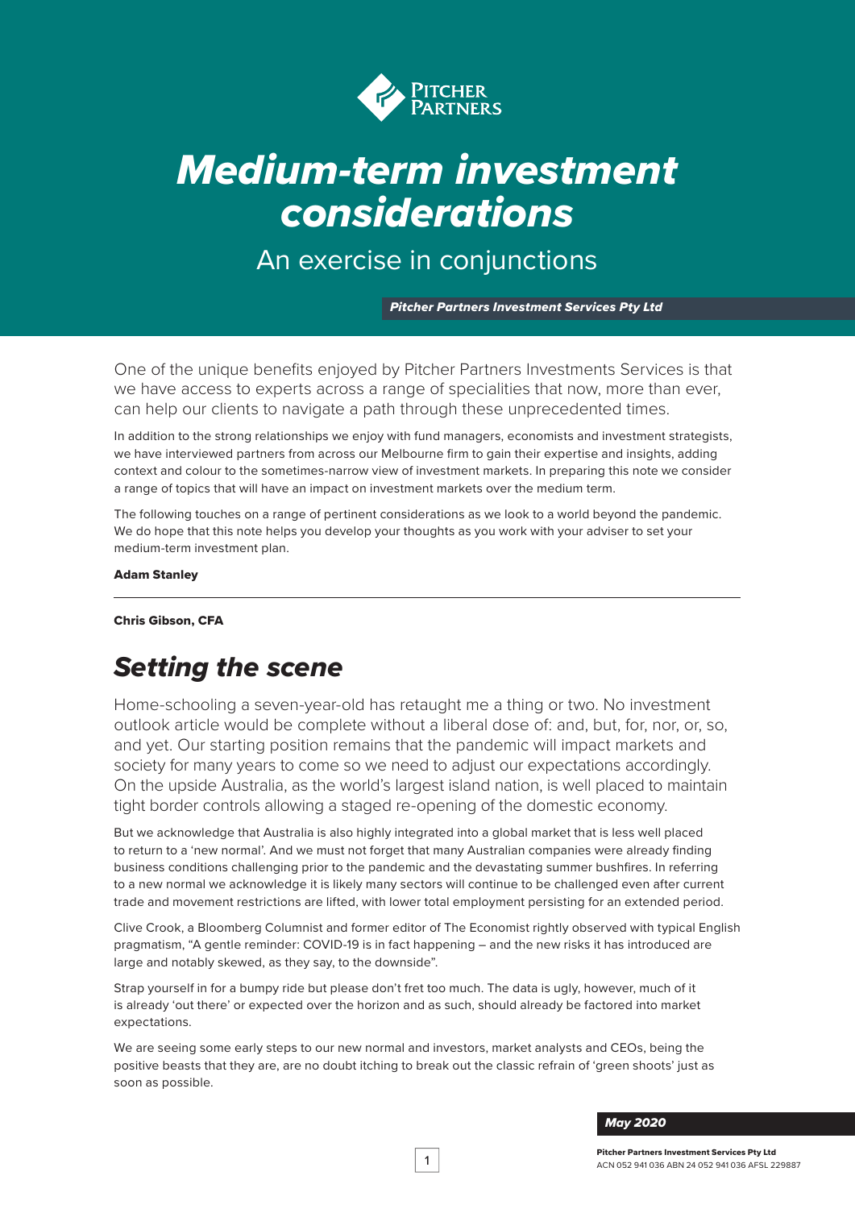# Medium-term investment considerations

## An exercise in conjunctions

***Pitcher Partners Investment Services Pty Ltd***

One of the unique benefits enjoyed by Pitcher Partners Investments Services is that we have access to experts across a range of specialities that now, more than ever, can help our clients to navigate a path through these unprecedented times.

In addition to the strong relationships we enjoy with fund managers, economists and investment strategists, we have interviewed partners from across our Melbourne firm to gain their expertise and insights, adding context and colour to the sometimes-narrow view of investment markets. In preparing this note we consider a range of topics that will have an impact on investment markets over the medium term.

The following touches on a range of pertinent considerations as we look to a world beyond the pandemic. We do hope that this note helps you develop your thoughts as you work with your adviser to set your medium-term investment plan.

**Adam Stanley**

---

**Chris Gibson, CFA**

## *Setting the scene*

Home-schooling a seven-year-old has retaught me a thing or two. No investment outlook article would be complete without a liberal dose of: and, but, for, nor, or, so, and yet. Our starting position remains that the pandemic will impact markets and society for many years to come so we need to adjust our expectations accordingly. On the upside Australia, as the world's largest island nation, is well placed to maintain tight border controls allowing a staged re-opening of the domestic economy.

But we acknowledge that Australia is also highly integrated into a global market that is less well placed to return to a 'new normal'. And we must not forget that many Australian companies were already finding business conditions challenging prior to the pandemic and the devastating summer bushfires. In referring to a new normal we acknowledge it is likely many sectors will continue to be challenged even after current trade and movement restrictions are lifted, with lower total employment persisting for an extended period.

Clive Crook, a Bloomberg Columnist and former editor of The Economist rightly observed with typical English pragmatism, "A gentle reminder: COVID-19 is in fact happening – and the new risks it has introduced are large and notably skewed, as they say, to the downside".

Strap yourself in for a bumpy ride but please don't fret too much. The data is ugly, however, much of it is already 'out there' or expected over the horizon and as such, should already be factored into market expectations.

We are seeing some early steps to our new normal and investors, market analysts and CEOs, being the positive beasts that they are, are no doubt itching to break out the classic refrain of 'green shoots' just as soon as possible.

*May 2020*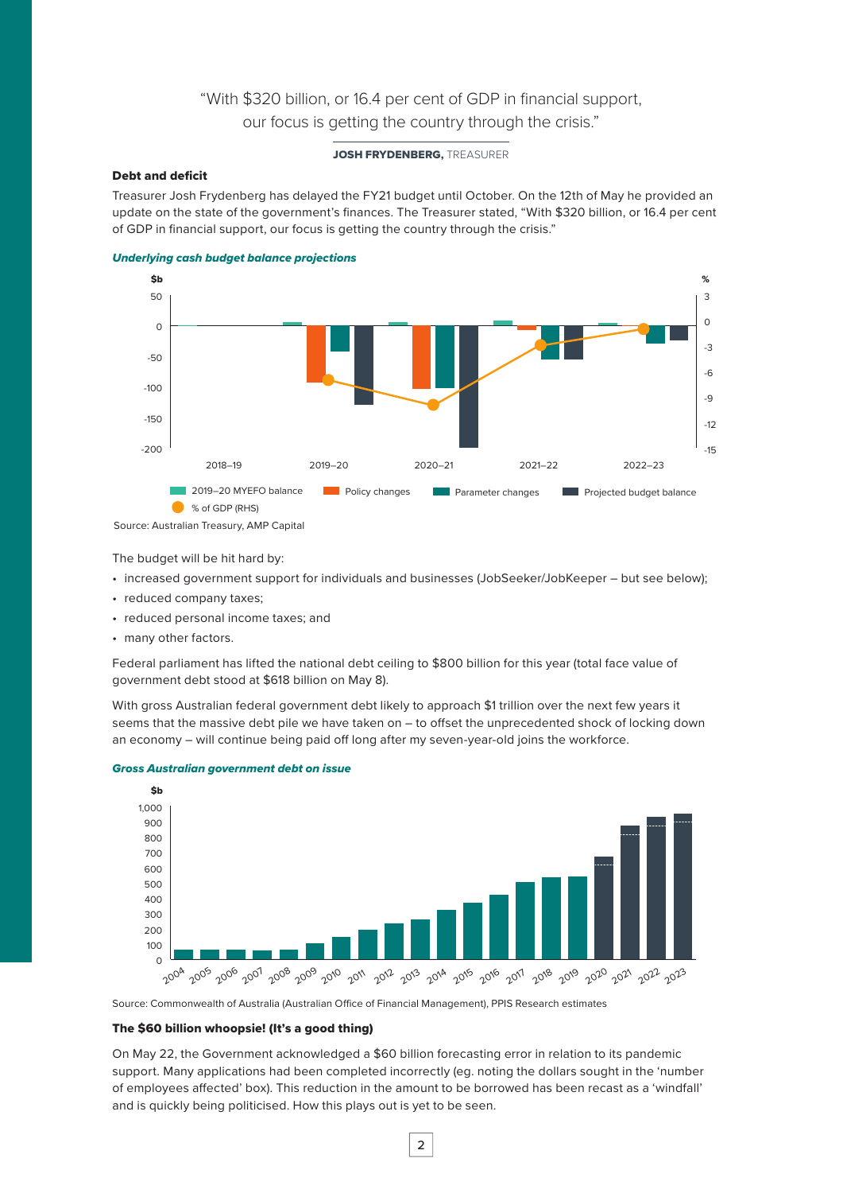"With $320 billion, or 16.4 per cent of GDP in financial support, our focus is getting the country through the crisis."

**JOSH FRYDENBERG,** TREASURER

### Debt and deficit

Treasurer Josh Frydenberg has delayed the FY21 budget until October. On the 12th of May he provided an update on the state of the government's finances. The Treasurer stated, "With $320 billion, or 16.4 per cent of GDP in financial support, our focus is getting the country through the crisis."

***Underlying cash budget balance projections***

Source: Australian Treasury, AMP Capital

The budget will be hit hard by:

- increased government support for individuals and businesses (JobSeeker/JobKeeper – but see below);
- reduced company taxes;
- reduced personal income taxes; and
- many other factors.

Federal parliament has lifted the national debt ceiling to $800 billion for this year (total face value of government debt stood at $618 billion on May 8).

With gross Australian federal government debt likely to approach $1 trillion over the next few years it seems that the massive debt pile we have taken on – to offset the unprecedented shock of locking down an economy – will continue being paid off long after my seven-year-old joins the workforce.

***Gross Australian government debt on issue***

Source: Commonwealth of Australia (Australian Office of Financial Management), PPIS Research estimates

### The $60 billion whoopsie! (It's a good thing)

On May 22, the Government acknowledged a $60 billion forecasting error in relation to its pandemic support. Many applications had been completed incorrectly (eg. noting the dollars sought in the 'number of employees affected' box). This reduction in the amount to be borrowed has been recast as a 'windfall' and is quickly being politicised. How this plays out is yet to be seen.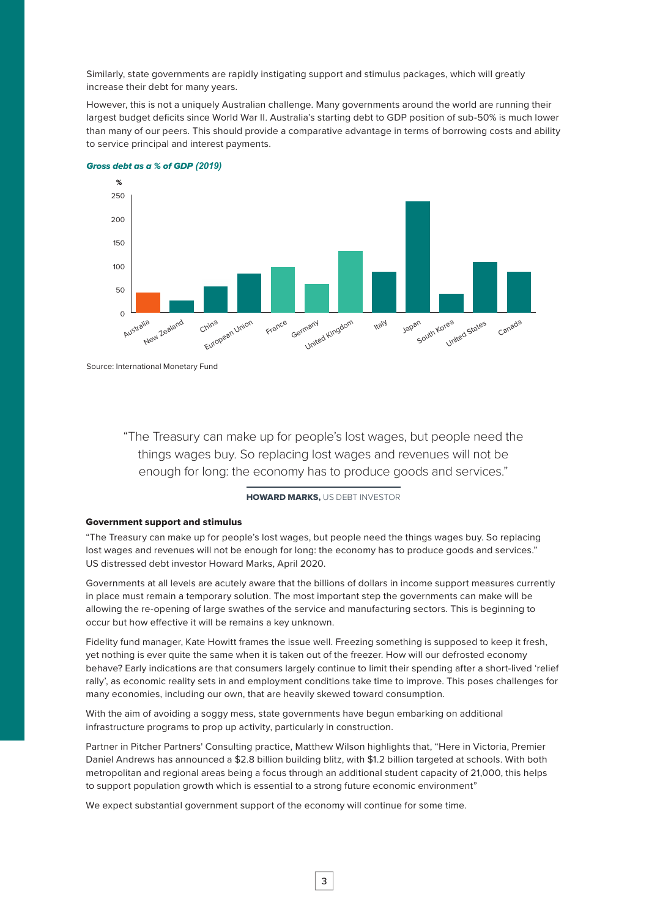Similarly, state governments are rapidly instigating support and stimulus packages, which will greatly increase their debt for many years.

However, this is not a uniquely Australian challenge. Many governments around the world are running their largest budget deficits since World War II. Australia's starting debt to GDP position of sub-50% is much lower than many of our peers. This should provide a comparative advantage in terms of borrowing costs and ability to service principal and interest payments.

***Gross debt as a % of GDP (2019)***

Source: International Monetary Fund

> "The Treasury can make up for people's lost wages, but people need the things wages buy. So replacing lost wages and revenues will not be enough for long: the economy has to produce goods and services."
>
> **HOWARD MARKS,** US DEBT INVESTOR

**Government support and stimulus**

"The Treasury can make up for people's lost wages, but people need the things wages buy. So replacing lost wages and revenues will not be enough for long: the economy has to produce goods and services." US distressed debt investor Howard Marks, April 2020.

Governments at all levels are acutely aware that the billions of dollars in income support measures currently in place must remain a temporary solution. The most important step the governments can make will be allowing the re-opening of large swathes of the service and manufacturing sectors. This is beginning to occur but how effective it will be remains a key unknown.

Fidelity fund manager, Kate Howitt frames the issue well. Freezing something is supposed to keep it fresh, yet nothing is ever quite the same when it is taken out of the freezer. How will our defrosted economy behave? Early indications are that consumers largely continue to limit their spending after a short-lived 'relief rally', as economic reality sets in and employment conditions take time to improve. This poses challenges for many economies, including our own, that are heavily skewed toward consumption.

With the aim of avoiding a soggy mess, state governments have begun embarking on additional infrastructure programs to prop up activity, particularly in construction.

Partner in Pitcher Partners' Consulting practice, Matthew Wilson highlights that, "Here in Victoria, Premier Daniel Andrews has announced a $2.8 billion building blitz, with $1.2 billion targeted at schools. With both metropolitan and regional areas being a focus through an additional student capacity of 21,000, this helps to support population growth which is essential to a strong future economic environment"

We expect substantial government support of the economy will continue for some time.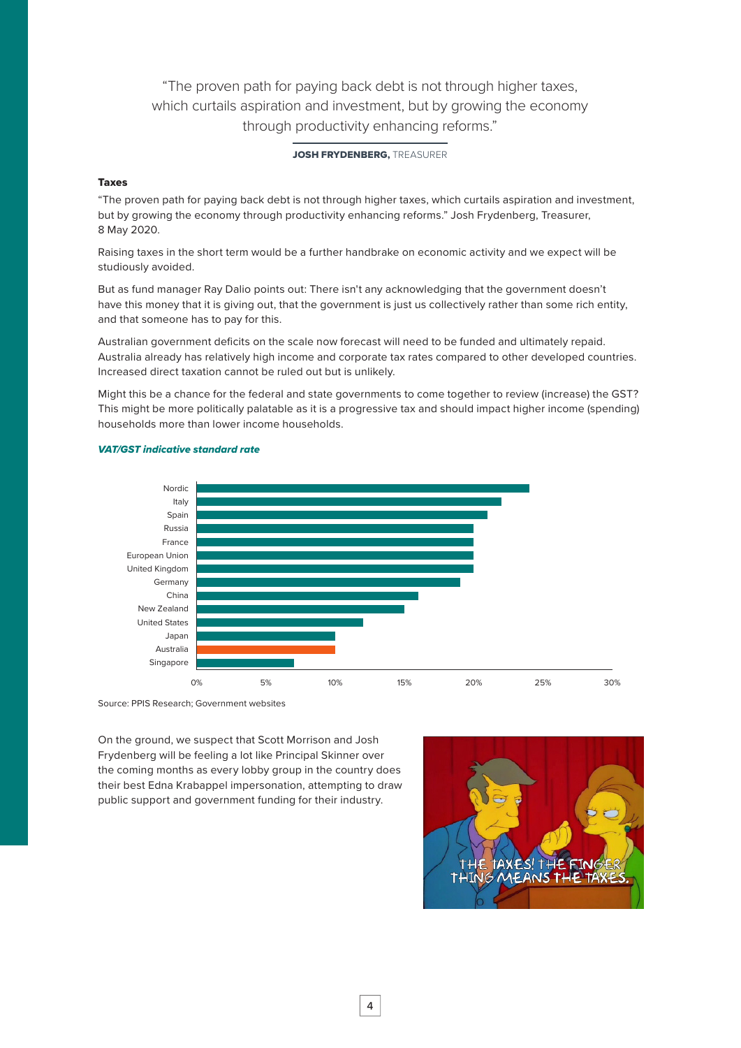> "The proven path for paying back debt is not through higher taxes, which curtails aspiration and investment, but by growing the economy through productivity enhancing reforms."
>
> **JOSH FRYDENBERG,** TREASURER

### Taxes

"The proven path for paying back debt is not through higher taxes, which curtails aspiration and investment, but by growing the economy through productivity enhancing reforms." Josh Frydenberg, Treasurer, 8 May 2020.

Raising taxes in the short term would be a further handbrake on economic activity and we expect will be studiously avoided.

But as fund manager Ray Dalio points out: There isn't any acknowledging that the government doesn't have this money that it is giving out, that the government is just us collectively rather than some rich entity, and that someone has to pay for this.

Australian government deficits on the scale now forecast will need to be funded and ultimately repaid. Australia already has relatively high income and corporate tax rates compared to other developed countries. Increased direct taxation cannot be ruled out but is unlikely.

Might this be a chance for the federal and state governments to come together to review (increase) the GST? This might be more politically palatable as it is a progressive tax and should impact higher income (spending) households more than lower income households.

***VAT/GST indicative standard rate***

| Country | Rate |
|---|---|
| Nordic | 24% |
| Italy | 22% |
| Spain | 21% |
| Russia | 20% |
| France | 20% |
| European Union | 20% |
| United Kingdom | 20% |
| Germany | 19% |
| China | 16% |
| New Zealand | 15% |
| United States | 12% |
| Japan | 10% |
| Australia | 10% |
| Singapore | 7% |

Source: PPIS Research; Government websites

On the ground, we suspect that Scott Morrison and Josh Frydenberg will be feeling a lot like Principal Skinner over the coming months as every lobby group in the country does their best Edna Krabappel impersonation, attempting to draw public support and government funding for their industry.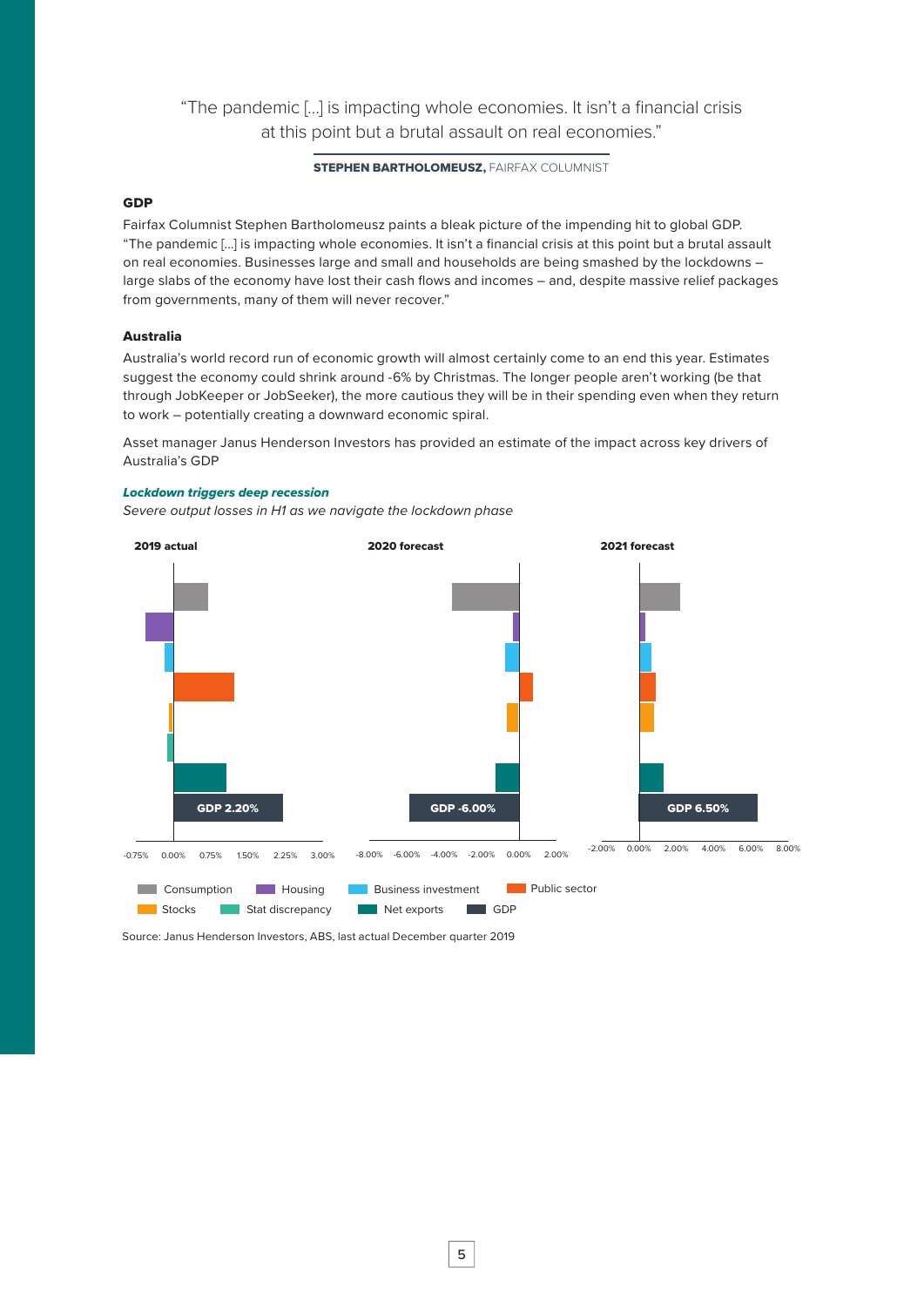"The pandemic […] is impacting whole economies. It isn't a financial crisis at this point but a brutal assault on real economies."

**STEPHEN BARTHOLOMEUSZ,** FAIRFAX COLUMNIST

### GDP

Fairfax Columnist Stephen Bartholomeusz paints a bleak picture of the impending hit to global GDP. "The pandemic […] is impacting whole economies. It isn't a financial crisis at this point but a brutal assault on real economies. Businesses large and small and households are being smashed by the lockdowns – large slabs of the economy have lost their cash flows and incomes – and, despite massive relief packages from governments, many of them will never recover."

### Australia

Australia's world record run of economic growth will almost certainly come to an end this year. Estimates suggest the economy could shrink around -6% by Christmas. The longer people aren't working (be that through JobKeeper or JobSeeker), the more cautious they will be in their spending even when they return to work – potentially creating a downward economic spiral.

Asset manager Janus Henderson Investors has provided an estimate of the impact across key drivers of Australia's GDP

***Lockdown triggers deep recession***

*Severe output losses in H1 as we navigate the lockdown phase*

**2019 actual** — GDP 2.20%

**2020 forecast** — GDP -6.00%

**2021 forecast** — GDP 6.50%

Legend: Consumption, Housing, Business investment, Public sector, Stocks, Stat discrepancy, Net exports, GDP

Source: Janus Henderson Investors, ABS, last actual December quarter 2019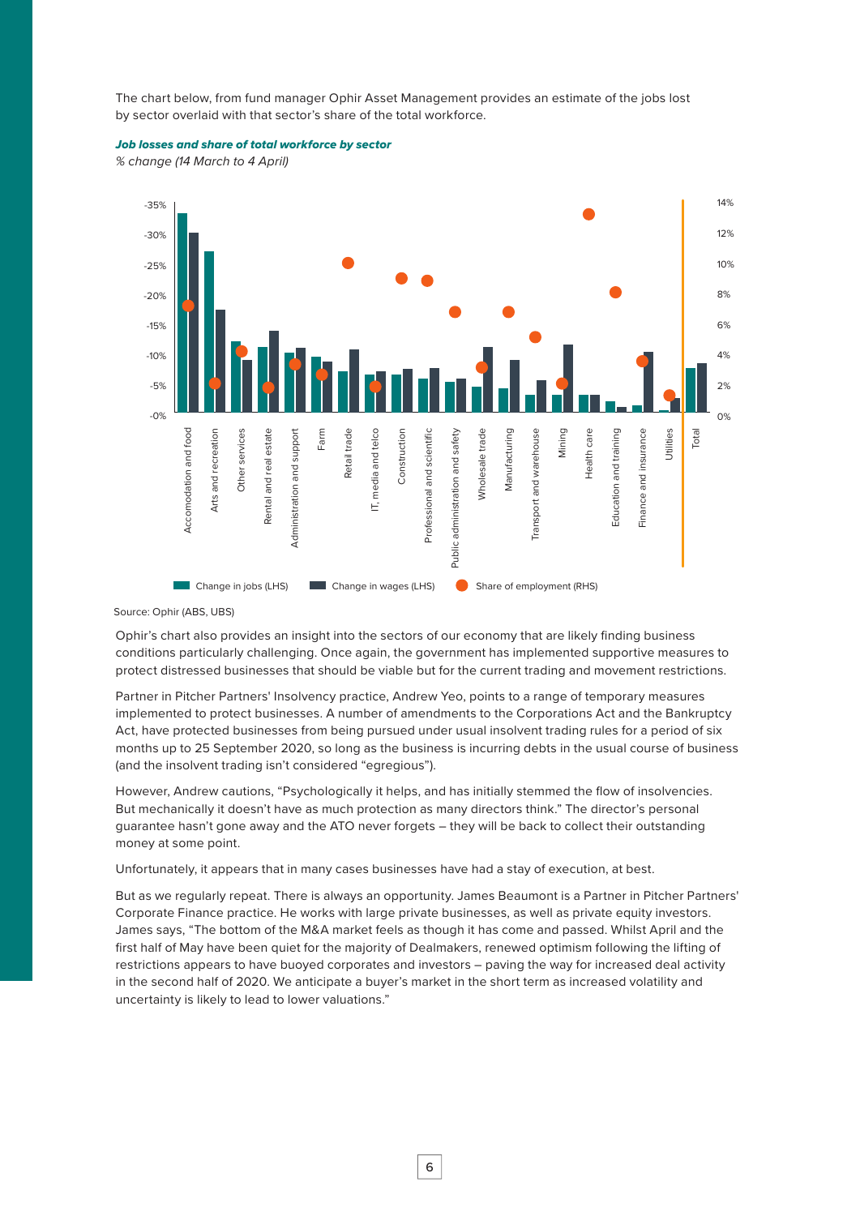The chart below, from fund manager Ophir Asset Management provides an estimate of the jobs lost by sector overlaid with that sector's share of the total workforce.

***Job losses and share of total workforce by sector***

*% change (14 March to 4 April)*

Source: Ophir (ABS, UBS)

Ophir's chart also provides an insight into the sectors of our economy that are likely finding business conditions particularly challenging. Once again, the government has implemented supportive measures to protect distressed businesses that should be viable but for the current trading and movement restrictions.

Partner in Pitcher Partners' Insolvency practice, Andrew Yeo, points to a range of temporary measures implemented to protect businesses. A number of amendments to the Corporations Act and the Bankruptcy Act, have protected businesses from being pursued under usual insolvent trading rules for a period of six months up to 25 September 2020, so long as the business is incurring debts in the usual course of business (and the insolvent trading isn't considered "egregious").

However, Andrew cautions, "Psychologically it helps, and has initially stemmed the flow of insolvencies. But mechanically it doesn't have as much protection as many directors think." The director's personal guarantee hasn't gone away and the ATO never forgets – they will be back to collect their outstanding money at some point.

Unfortunately, it appears that in many cases businesses have had a stay of execution, at best.

But as we regularly repeat. There is always an opportunity. James Beaumont is a Partner in Pitcher Partners' Corporate Finance practice. He works with large private businesses, as well as private equity investors. James says, "The bottom of the M&A market feels as though it has come and passed. Whilst April and the first half of May have been quiet for the majority of Dealmakers, renewed optimism following the lifting of restrictions appears to have buoyed corporates and investors – paving the way for increased deal activity in the second half of 2020. We anticipate a buyer's market in the short term as increased volatility and uncertainty is likely to lead to lower valuations."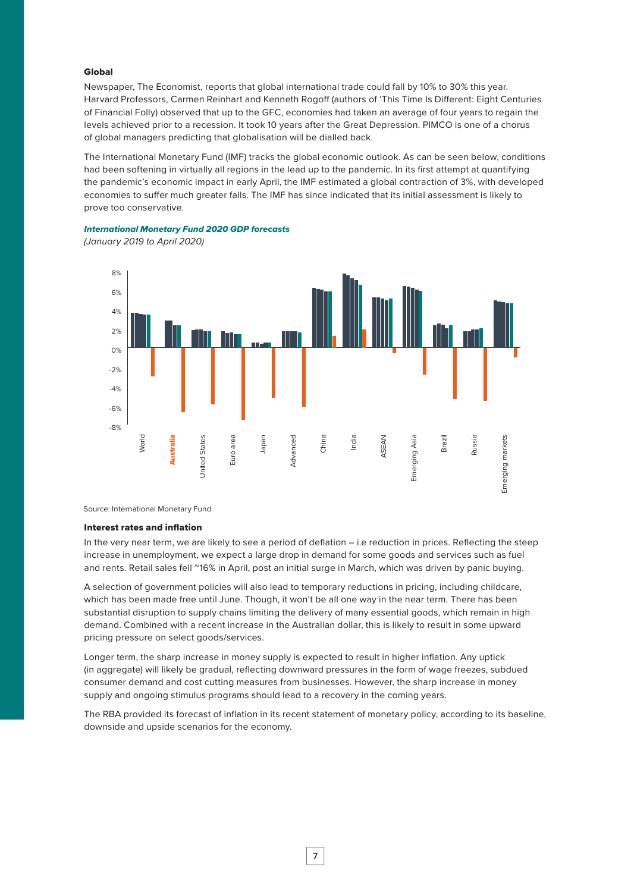### Global

Newspaper, The Economist, reports that global international trade could fall by 10% to 30% this year. Harvard Professors, Carmen Reinhart and Kenneth Rogoff (authors of 'This Time Is Different: Eight Centuries of Financial Folly) observed that up to the GFC, economies had taken an average of four years to regain the levels achieved prior to a recession. It took 10 years after the Great Depression. PIMCO is one of a chorus of global managers predicting that globalisation will be dialled back.

The International Monetary Fund (IMF) tracks the global economic outlook. As can be seen below, conditions had been softening in virtually all regions in the lead up to the pandemic. In its first attempt at quantifying the pandemic's economic impact in early April, the IMF estimated a global contraction of 3%, with developed economies to suffer much greater falls. The IMF has since indicated that its initial assessment is likely to prove too conservative.

***International Monetary Fund 2020 GDP forecasts***

*(January 2019 to April 2020)*

Source: International Monetary Fund

### Interest rates and inflation

In the very near term, we are likely to see a period of deflation – i.e reduction in prices. Reflecting the steep increase in unemployment, we expect a large drop in demand for some goods and services such as fuel and rents. Retail sales fell ~16% in April, post an initial surge in March, which was driven by panic buying.

A selection of government policies will also lead to temporary reductions in pricing, including childcare, which has been made free until June. Though, it won't be all one way in the near term. There has been substantial disruption to supply chains limiting the delivery of many essential goods, which remain in high demand. Combined with a recent increase in the Australian dollar, this is likely to result in some upward pricing pressure on select goods/services.

Longer term, the sharp increase in money supply is expected to result in higher inflation. Any uptick (in aggregate) will likely be gradual, reflecting downward pressures in the form of wage freezes, subdued consumer demand and cost cutting measures from businesses. However, the sharp increase in money supply and ongoing stimulus programs should lead to a recovery in the coming years.

The RBA provided its forecast of inflation in its recent statement of monetary policy, according to its baseline, downside and upside scenarios for the economy.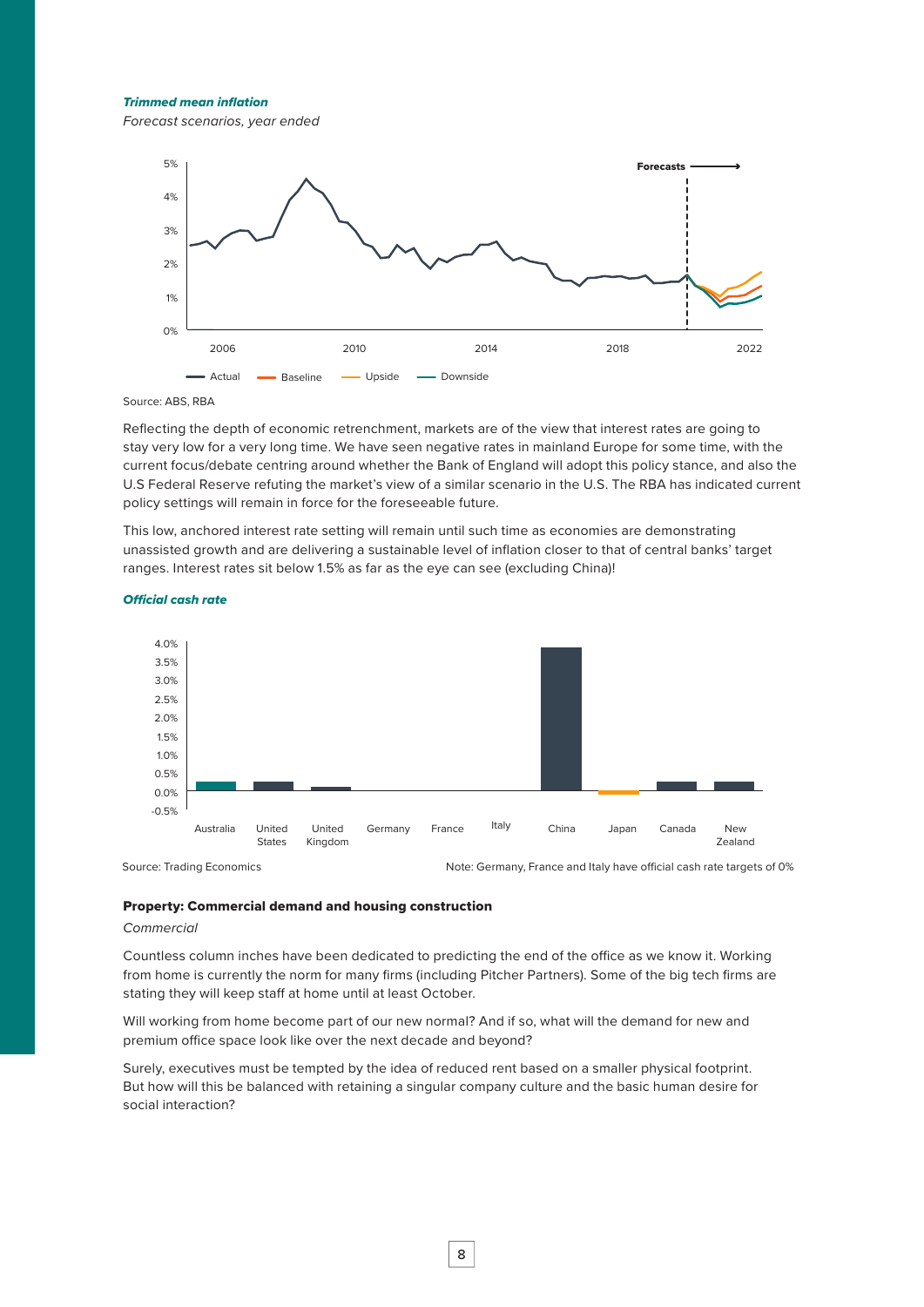***Trimmed mean inflation***

*Forecast scenarios, year ended*

Source: ABS, RBA

Reflecting the depth of economic retrenchment, markets are of the view that interest rates are going to stay very low for a very long time. We have seen negative rates in mainland Europe for some time, with the current focus/debate centring around whether the Bank of England will adopt this policy stance, and also the U.S Federal Reserve refuting the market's view of a similar scenario in the U.S. The RBA has indicated current policy settings will remain in force for the foreseeable future.

This low, anchored interest rate setting will remain until such time as economies are demonstrating unassisted growth and are delivering a sustainable level of inflation closer to that of central banks' target ranges. Interest rates sit below 1.5% as far as the eye can see (excluding China)!

***Official cash rate***

Source: Trading Economics

Note: Germany, France and Italy have official cash rate targets of 0%

**Property: Commercial demand and housing construction**

*Commercial*

Countless column inches have been dedicated to predicting the end of the office as we know it. Working from home is currently the norm for many firms (including Pitcher Partners). Some of the big tech firms are stating they will keep staff at home until at least October.

Will working from home become part of our new normal? And if so, what will the demand for new and premium office space look like over the next decade and beyond?

Surely, executives must be tempted by the idea of reduced rent based on a smaller physical footprint. But how will this be balanced with retaining a singular company culture and the basic human desire for social interaction?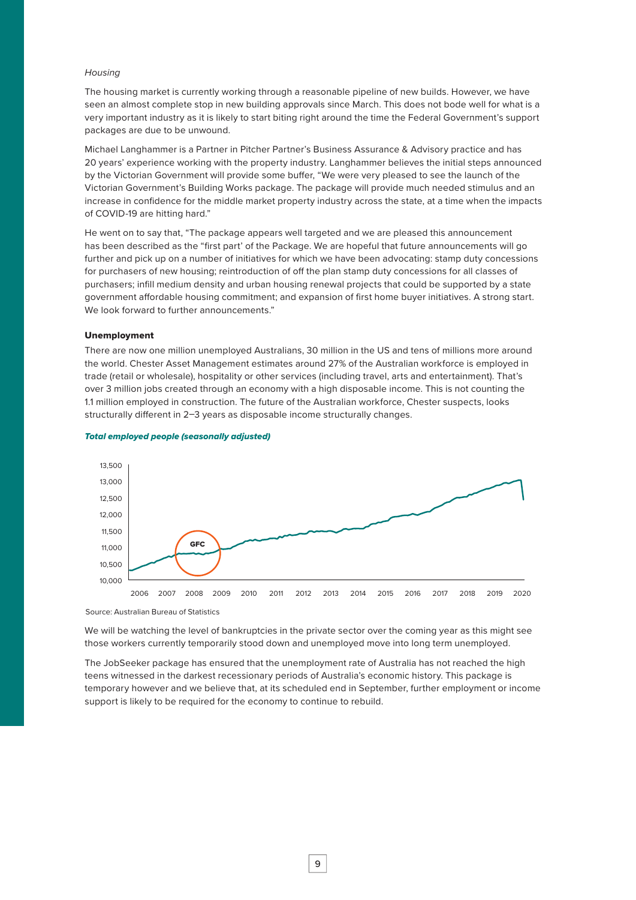*Housing*

The housing market is currently working through a reasonable pipeline of new builds. However, we have seen an almost complete stop in new building approvals since March. This does not bode well for what is a very important industry as it is likely to start biting right around the time the Federal Government's support packages are due to be unwound.

Michael Langhammer is a Partner in Pitcher Partner's Business Assurance & Advisory practice and has 20 years' experience working with the property industry. Langhammer believes the initial steps announced by the Victorian Government will provide some buffer, "We were very pleased to see the launch of the Victorian Government's Building Works package. The package will provide much needed stimulus and an increase in confidence for the middle market property industry across the state, at a time when the impacts of COVID-19 are hitting hard."

He went on to say that, "The package appears well targeted and we are pleased this announcement has been described as the "first part' of the Package. We are hopeful that future announcements will go further and pick up on a number of initiatives for which we have been advocating: stamp duty concessions for purchasers of new housing; reintroduction of off the plan stamp duty concessions for all classes of purchasers; infill medium density and urban housing renewal projects that could be supported by a state government affordable housing commitment; and expansion of first home buyer initiatives. A strong start. We look forward to further announcements."

**Unemployment**

There are now one million unemployed Australians, 30 million in the US and tens of millions more around the world. Chester Asset Management estimates around 27% of the Australian workforce is employed in trade (retail or wholesale), hospitality or other services (including travel, arts and entertainment). That's over 3 million jobs created through an economy with a high disposable income. This is not counting the 1.1 million employed in construction. The future of the Australian workforce, Chester suspects, looks structurally different in 2–3 years as disposable income structurally changes.

***Total employed people (seasonally adjusted)***

Source: Australian Bureau of Statistics

We will be watching the level of bankruptcies in the private sector over the coming year as this might see those workers currently temporarily stood down and unemployed move into long term unemployed.

The JobSeeker package has ensured that the unemployment rate of Australia has not reached the high teens witnessed in the darkest recessionary periods of Australia's economic history. This package is temporary however and we believe that, at its scheduled end in September, further employment or income support is likely to be required for the economy to continue to rebuild.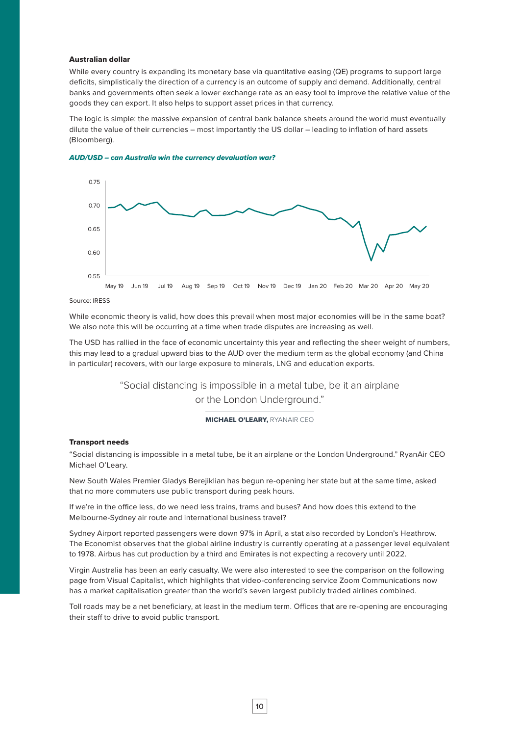### Australian dollar

While every country is expanding its monetary base via quantitative easing (QE) programs to support large deficits, simplistically the direction of a currency is an outcome of supply and demand. Additionally, central banks and governments often seek a lower exchange rate as an easy tool to improve the relative value of the goods they can export. It also helps to support asset prices in that currency.

The logic is simple: the massive expansion of central bank balance sheets around the world must eventually dilute the value of their currencies – most importantly the US dollar – leading to inflation of hard assets (Bloomberg).

***AUD/USD – can Australia win the currency devaluation war?***

Source: IRESS

While economic theory is valid, how does this prevail when most major economies will be in the same boat? We also note this will be occurring at a time when trade disputes are increasing as well.

The USD has rallied in the face of economic uncertainty this year and reflecting the sheer weight of numbers, this may lead to a gradual upward bias to the AUD over the medium term as the global economy (and China in particular) recovers, with our large exposure to minerals, LNG and education exports.

> "Social distancing is impossible in a metal tube, be it an airplane or the London Underground."
>
> **MICHAEL O'LEARY,** RYANAIR CEO

### Transport needs

"Social distancing is impossible in a metal tube, be it an airplane or the London Underground." RyanAir CEO Michael O'Leary.

New South Wales Premier Gladys Berejiklian has begun re-opening her state but at the same time, asked that no more commuters use public transport during peak hours.

If we're in the office less, do we need less trains, trams and buses? And how does this extend to the Melbourne-Sydney air route and international business travel?

Sydney Airport reported passengers were down 97% in April, a stat also recorded by London's Heathrow. The Economist observes that the global airline industry is currently operating at a passenger level equivalent to 1978. Airbus has cut production by a third and Emirates is not expecting a recovery until 2022.

Virgin Australia has been an early casualty. We were also interested to see the comparison on the following page from Visual Capitalist, which highlights that video-conferencing service Zoom Communications now has a market capitalisation greater than the world's seven largest publicly traded airlines combined.

Toll roads may be a net beneficiary, at least in the medium term. Offices that are re-opening are encouraging their staff to drive to avoid public transport.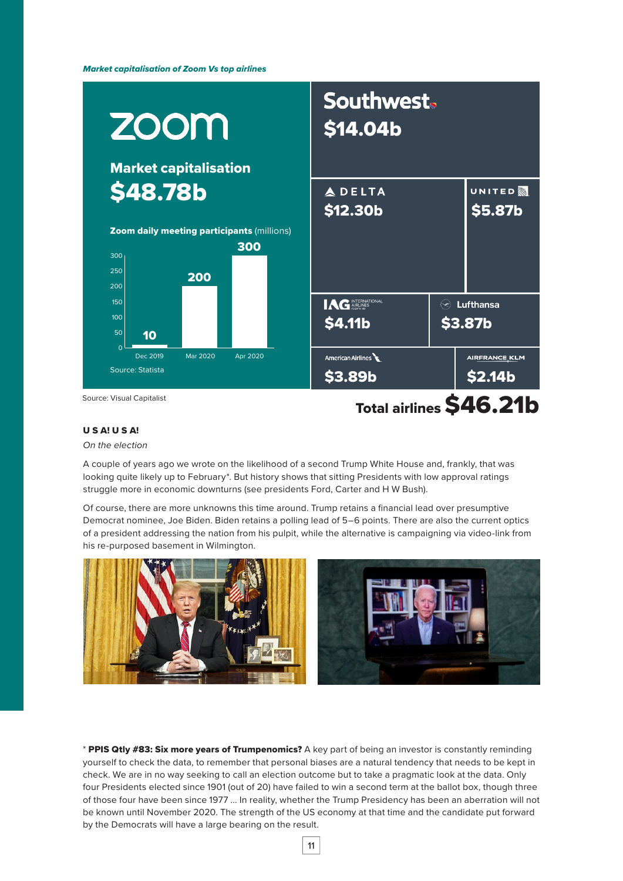*Market capitalisation of Zoom Vs top airlines*

**zoom**

**Market capitalisation**
**$48.78b**

**Zoom daily meeting participants** (millions)

| Date | Participants (millions) |
|---|---|
| Dec 2019 | 10 |
| Mar 2020 | 200 |
| Apr 2020 | 300 |

Source: Statista

| Airline | Market capitalisation |
|---|---|
| Southwest | $14.04b |
| Delta | $12.30b |
| United | $5.87b |
| IAG International Airlines Group | $4.11b |
| Lufthansa | $3.87b |
| American Airlines | $3.89b |
| Air France KLM | $2.14b |
| **Total airlines** | **$46.21b** |

Source: Visual Capitalist

**U S A! U S A!**

*On the election*

A couple of years ago we wrote on the likelihood of a second Trump White House and, frankly, that was looking quite likely up to February*. But history shows that sitting Presidents with low approval ratings struggle more in economic downturns (see presidents Ford, Carter and H W Bush).

Of course, there are more unknowns this time around. Trump retains a financial lead over presumptive Democrat nominee, Joe Biden. Biden retains a polling lead of 5–6 points. There are also the current optics of a president addressing the nation from his pulpit, while the alternative is campaigning via video-link from his re-purposed basement in Wilmington.

* **PPIS Qtly #83: Six more years of Trumpenomics?** A key part of being an investor is constantly reminding yourself to check the data, to remember that personal biases are a natural tendency that needs to be kept in check. We are in no way seeking to call an election outcome but to take a pragmatic look at the data. Only four Presidents elected since 1901 (out of 20) have failed to win a second term at the ballot box, though three of those four have been since 1977 ... In reality, whether the Trump Presidency has been an aberration will not be known until November 2020. The strength of the US economy at that time and the candidate put forward by the Democrats will have a large bearing on the result.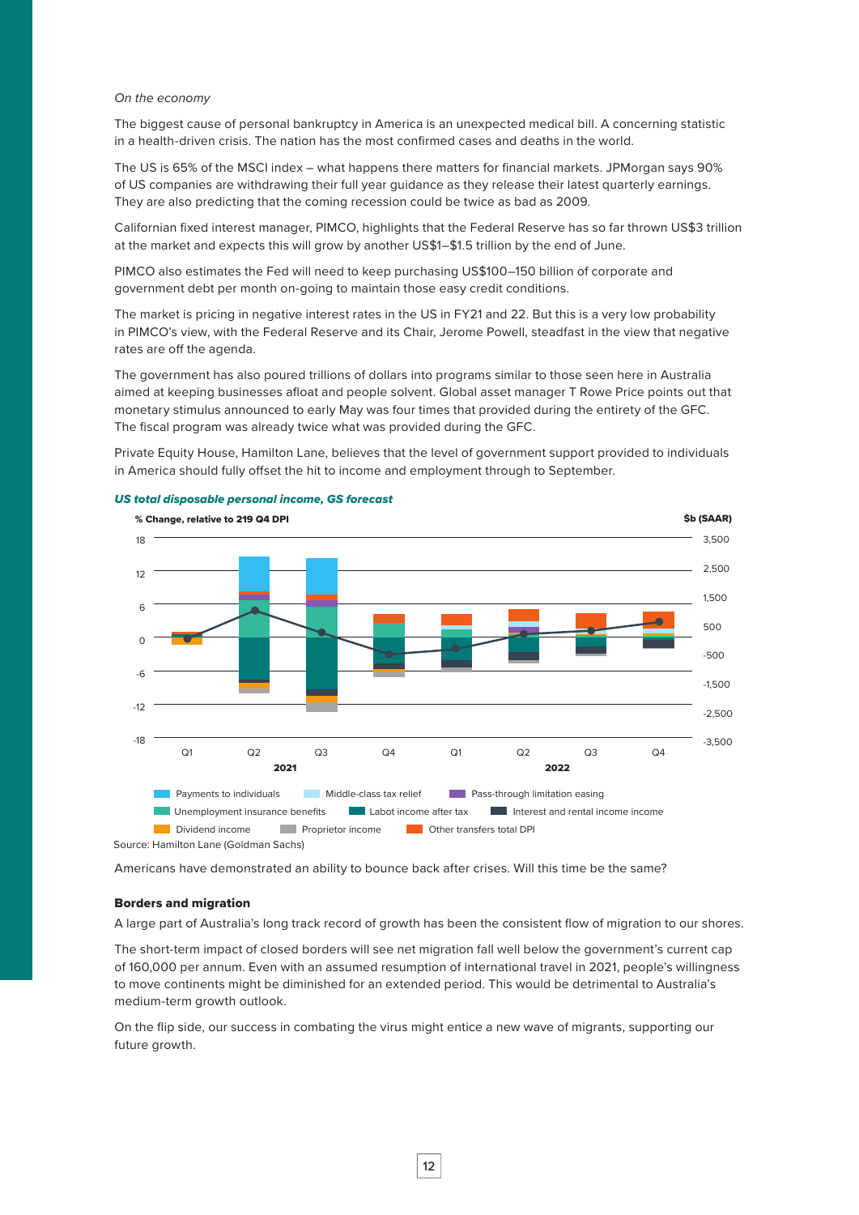*On the economy*

The biggest cause of personal bankruptcy in America is an unexpected medical bill. A concerning statistic in a health-driven crisis. The nation has the most confirmed cases and deaths in the world.

The US is 65% of the MSCI index – what happens there matters for financial markets. JPMorgan says 90% of US companies are withdrawing their full year guidance as they release their latest quarterly earnings. They are also predicting that the coming recession could be twice as bad as 2009.

Californian fixed interest manager, PIMCO, highlights that the Federal Reserve has so far thrown US$3 trillion at the market and expects this will grow by another US$1–$1.5 trillion by the end of June.

PIMCO also estimates the Fed will need to keep purchasing US$100–150 billion of corporate and government debt per month on-going to maintain those easy credit conditions.

The market is pricing in negative interest rates in the US in FY21 and 22. But this is a very low probability in PIMCO's view, with the Federal Reserve and its Chair, Jerome Powell, steadfast in the view that negative rates are off the agenda.

The government has also poured trillions of dollars into programs similar to those seen here in Australia aimed at keeping businesses afloat and people solvent. Global asset manager T Rowe Price points out that monetary stimulus announced to early May was four times that provided during the entirety of the GFC. The fiscal program was already twice what was provided during the GFC.

Private Equity House, Hamilton Lane, believes that the level of government support provided to individuals in America should fully offset the hit to income and employment through to September.

***US total disposable personal income, GS forecast***

Source: Hamilton Lane (Goldman Sachs)

Americans have demonstrated an ability to bounce back after crises. Will this time be the same?

**Borders and migration**

A large part of Australia's long track record of growth has been the consistent flow of migration to our shores.

The short-term impact of closed borders will see net migration fall well below the government's current cap of 160,000 per annum. Even with an assumed resumption of international travel in 2021, people's willingness to move continents might be diminished for an extended period. This would be detrimental to Australia's medium-term growth outlook.

On the flip side, our success in combating the virus might entice a new wave of migrants, supporting our future growth.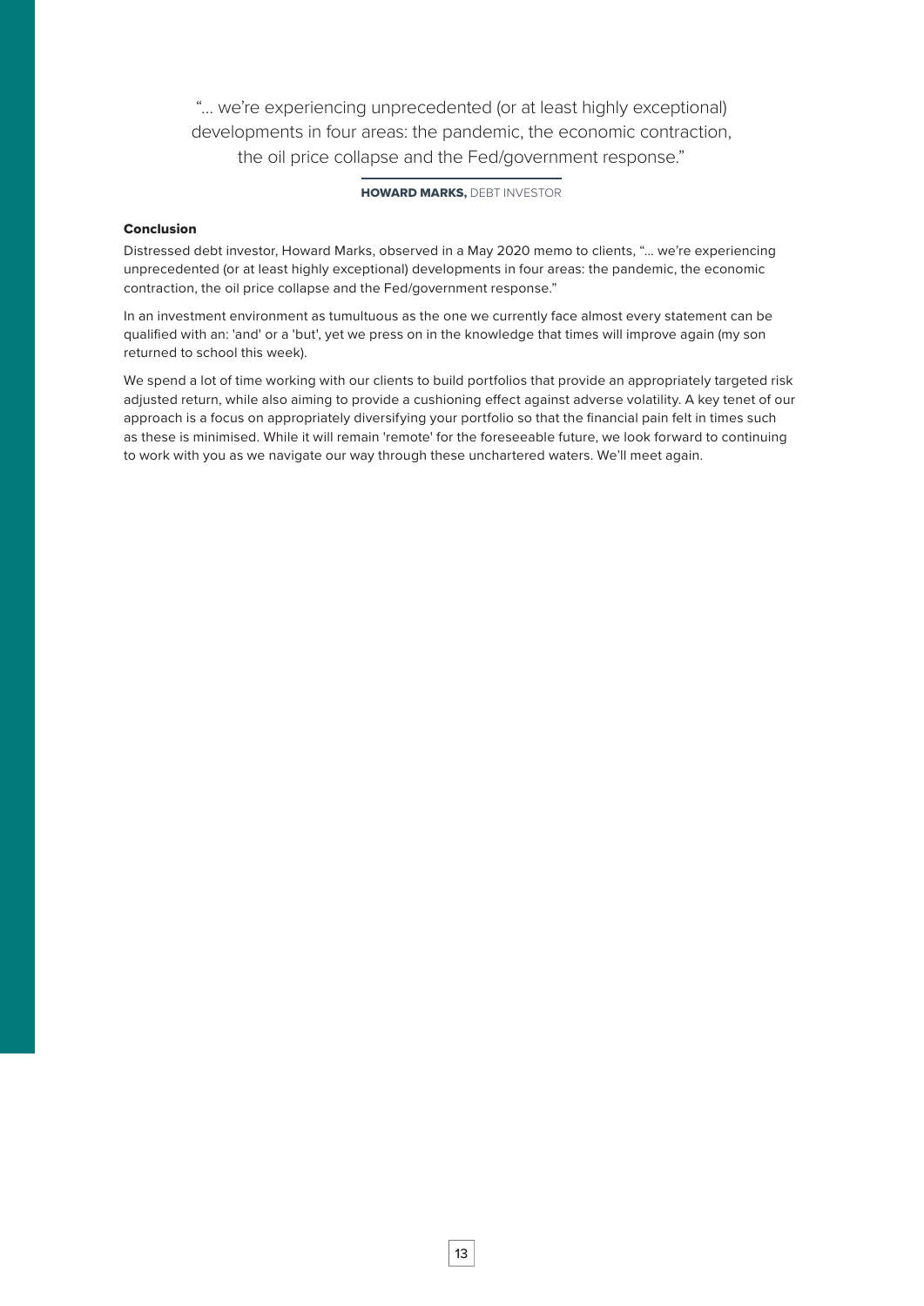> "… we're experiencing unprecedented (or at least highly exceptional) developments in four areas: the pandemic, the economic contraction, the oil price collapse and the Fed/government response."
>
> **HOWARD MARKS,** DEBT INVESTOR

### Conclusion

Distressed debt investor, Howard Marks, observed in a May 2020 memo to clients, "… we're experiencing unprecedented (or at least highly exceptional) developments in four areas: the pandemic, the economic contraction, the oil price collapse and the Fed/government response."

In an investment environment as tumultuous as the one we currently face almost every statement can be qualified with an: 'and' or a 'but', yet we press on in the knowledge that times will improve again (my son returned to school this week).

We spend a lot of time working with our clients to build portfolios that provide an appropriately targeted risk adjusted return, while also aiming to provide a cushioning effect against adverse volatility. A key tenet of our approach is a focus on appropriately diversifying your portfolio so that the financial pain felt in times such as these is minimised. While it will remain 'remote' for the foreseeable future, we look forward to continuing to work with you as we navigate our way through these unchartered waters. We'll meet again.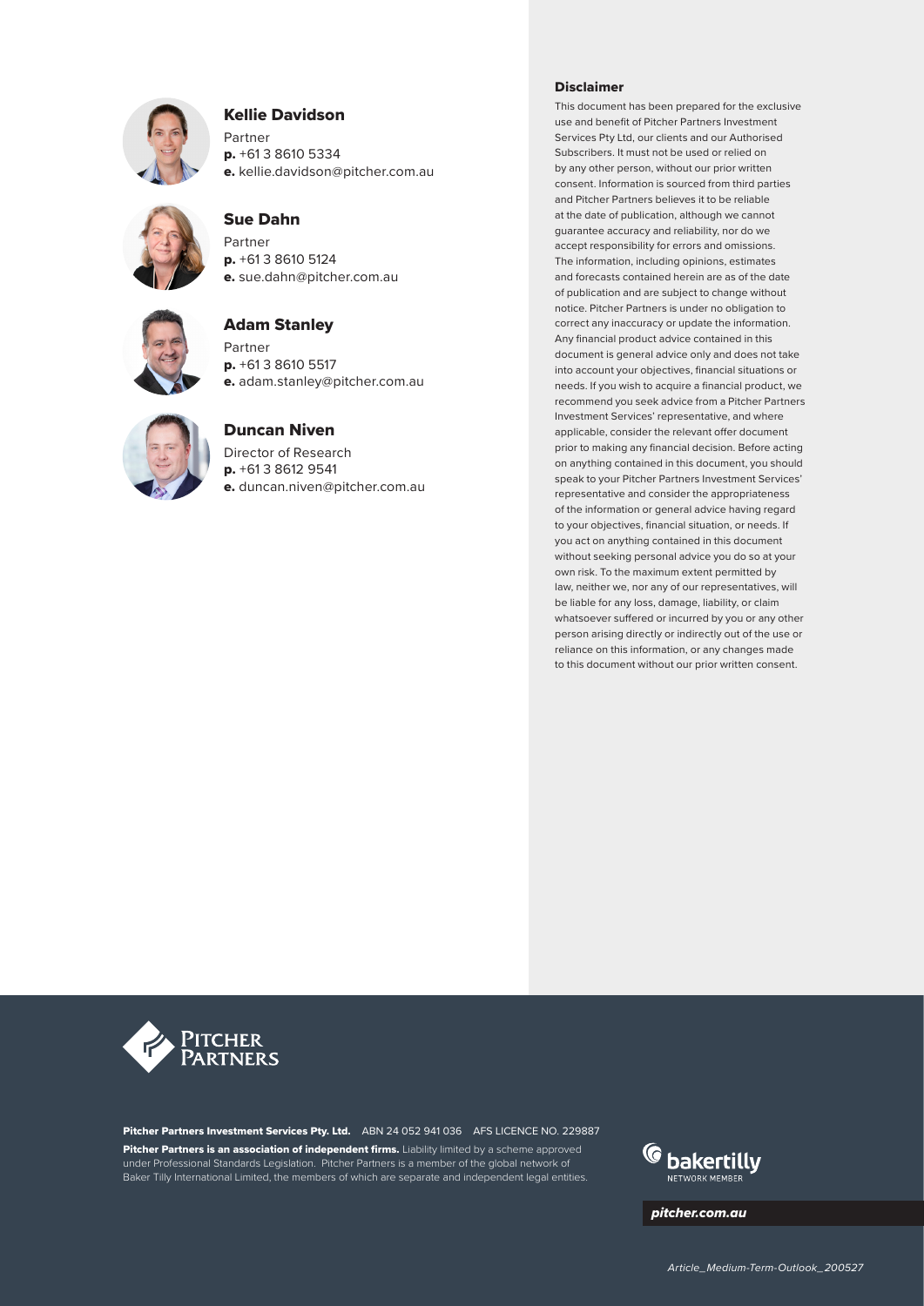### Kellie Davidson

Partner
**p.** +61 3 8610 5334
**e.** kellie.davidson@pitcher.com.au

### Sue Dahn

Partner
**p.** +61 3 8610 5124
**e.** sue.dahn@pitcher.com.au

### Adam Stanley

Partner
**p.** +61 3 8610 5517
**e.** adam.stanley@pitcher.com.au

### Duncan Niven

Director of Research
**p.** +61 3 8612 9541
**e.** duncan.niven@pitcher.com.au

### Disclaimer

This document has been prepared for the exclusive use and benefit of Pitcher Partners Investment Services Pty Ltd, our clients and our Authorised Subscribers. It must not be used or relied on by any other person, without our prior written consent. Information is sourced from third parties and Pitcher Partners believes it to be reliable at the date of publication, although we cannot guarantee accuracy and reliability, nor do we accept responsibility for errors and omissions. The information, including opinions, estimates and forecasts contained herein are as of the date of publication and are subject to change without notice. Pitcher Partners is under no obligation to correct any inaccuracy or update the information. Any financial product advice contained in this document is general advice only and does not take into account your objectives, financial situations or needs. If you wish to acquire a financial product, we recommend you seek advice from a Pitcher Partners Investment Services' representative, and where applicable, consider the relevant offer document prior to making any financial decision. Before acting on anything contained in this document, you should speak to your Pitcher Partners Investment Services' representative and consider the appropriateness of the information or general advice having regard to your objectives, financial situation, or needs. If you act on anything contained in this document without seeking personal advice you do so at your own risk. To the maximum extent permitted by law, neither we, nor any of our representatives, will be liable for any loss, damage, liability, or claim whatsoever suffered or incurred by you or any other person arising directly or indirectly out of the use or reliance on this information, or any changes made to this document without our prior written consent.

PITCHER PARTNERS

**Pitcher Partners Investment Services Pty. Ltd.** ABN 24 052 941 036 AFS LICENCE NO. 229887

**Pitcher Partners is an association of independent firms.** Liability limited by a scheme approved under Professional Standards Legislation. Pitcher Partners is a member of the global network of Baker Tilly International Limited, the members of which are separate and independent legal entities.

bakertilly NETWORK MEMBER

***pitcher.com.au***

*Article_Medium-Term-Outlook_200527*